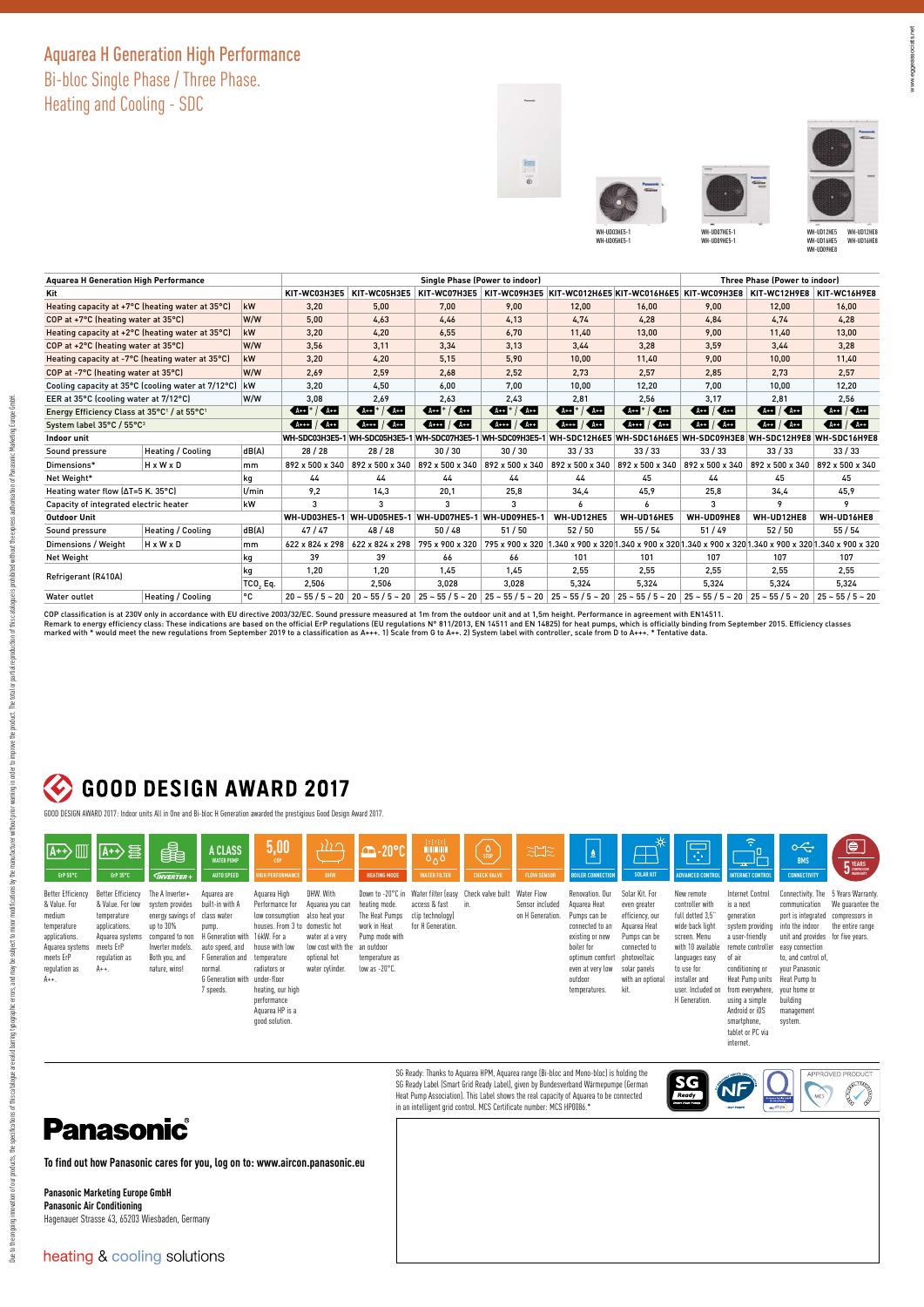# Aquarea H Generation High Performance

## Bi-bloc Single Phase / Three Phase. Heating and Cooling - SDC

WH-UD03HE5-1
WH-UD05HE5-1

WH-UD07HE5-1
WH-UD09HE5-1

WH-UD12HE5 WH-UD12HE8
WH-UD16HE5 WH-UD16HE8
WH-UD09HE8

| Aquarea H Generation High Performance | | | Single Phase (Power to indoor) | | | | | | Three Phase (Power to indoor) | | |
|---|---|---|---|---|---|---|---|---|---|---|---|
| Kit | | | KIT-WC03H3E5 | KIT-WC05H3E5 | KIT-WC07H3E5 | KIT-WC09H3E5 | KIT-WC012H6E5 | KIT-WC016H6E5 | KIT-WC09H3E8 | KIT-WC12H9E8 | KIT-WC16H9E8 |
| Heating capacity at +7°C (heating water at 35°C) | | kW | 3,20 | 5,00 | 7,00 | 9,00 | 12,00 | 16,00 | 9,00 | 12,00 | 16,00 |
| COP at +7°C (heating water at 35°C) | | W/W | 5,00 | 4,63 | 4,46 | 4,13 | 4,74 | 4,28 | 4,84 | 4,74 | 4,28 |
| Heating capacity at +2°C (heating water at 35°C) | | kW | 3,20 | 4,20 | 6,55 | 6,70 | 11,40 | 13,00 | 9,00 | 11,40 | 13,00 |
| COP at +2°C (heating water at 35°C) | | W/W | 3,56 | 3,11 | 3,34 | 3,13 | 3,44 | 3,28 | 3,59 | 3,44 | 3,28 |
| Heating capacity at -7°C (heating water at 35°C) | | kW | 3,20 | 4,20 | 5,15 | 5,90 | 10,00 | 11,40 | 9,00 | 10,00 | 11,40 |
| COP at -7°C (heating water at 35°C) | | W/W | 2,69 | 2,59 | 2,68 | 2,52 | 2,73 | 2,57 | 2,85 | 2,73 | 2,57 |
| Cooling capacity at 35°C (cooling water at 7/12°C) | | kW | 3,20 | 4,50 | 6,00 | 7,00 | 10,00 | 12,20 | 7,00 | 10,00 | 12,20 |
| EER at 35°C (cooling water at 7/12°C) | | W/W | 3,08 | 2,69 | 2,63 | 2,43 | 2,81 | 2,56 | 3,17 | 2,81 | 2,56 |
| Energy Efficiency Class at 35°C[1] / at 55°C[1] | | | A++* / A++ | A++* / A++ | A++* / A++ | A++* / A++ | A++* / A++ | A++* / A++ | A++ / A++ | A++ / A++ | A++ / A++ |
| System label 35°C / 55°C[2] | | | A+++ / A++ | A+++ / A++ | A+++ / A++ | A+++ / A++ | A+++ / A++ | A+++ / A++ | A++ / A++ | A++ / A++ | A++ / A++ |
| Indoor unit | | | WH-SDC03H3E5-1 | WH-SDC05H3E5-1 | WH-SDC07H3E5-1 | WH-SDC09H3E5-1 | WH-SDC12H6E5 | WH-SDC16H6E5 | WH-SDC09H3E8 | WH-SDC12H9E8 | WH-SDC16H9E8 |
| Sound pressure | Heating / Cooling | dB(A) | 28 / 28 | 28 / 28 | 30 / 30 | 30 / 30 | 33 / 33 | 33 / 33 | 33 / 33 | 33 / 33 | 33 / 33 |
| Dimensions* | H x W x D | mm | 892 x 500 x 340 | 892 x 500 x 340 | 892 x 500 x 340 | 892 x 500 x 340 | 892 x 500 x 340 | 892 x 500 x 340 | 892 x 500 x 340 | 892 x 500 x 340 | 892 x 500 x 340 |
| Net Weight* | | kg | 44 | 44 | 44 | 44 | 44 | 45 | 44 | 45 | 45 |
| Heating water flow (ΔT=5 K. 35°C) | | l/min | 9,2 | 14,3 | 20,1 | 25,8 | 34,4 | 45,9 | 25,8 | 34,4 | 45,9 |
| Capacity of integrated electric heater | | kW | 3 | 3 | 3 | 3 | 6 | 6 | 3 | 9 | 9 |
| Outdoor Unit | | | WH-UD03HE5-1 | WH-UD05HE5-1 | WH-UD07HE5-1 | WH-UD09HE5-1 | WH-UD12HE5 | WH-UD16HE5 | WH-UD09HE8 | WH-UD12HE8 | WH-UD16HE8 |
| Sound pressure | Heating / Cooling | dB(A) | 47 / 47 | 48 / 48 | 50 / 48 | 51 / 50 | 52 / 50 | 55 / 54 | 51 / 49 | 52 / 50 | 55 / 54 |
| Dimensions / Weight | H x W x D | mm | 622 x 824 x 298 | 622 x 824 x 298 | 795 x 900 x 320 | 795 x 900 x 320 | 1.340 x 900 x 320 | 1.340 x 900 x 320 | 1.340 x 900 x 320 | 1.340 x 900 x 320 | 1.340 x 900 x 320 |
| Net Weight | | kg | 39 | 39 | 66 | 66 | 101 | 101 | 107 | 107 | 107 |
| Refrigerant (R410A) | | kg | 1,20 | 1,20 | 1,45 | 1,45 | 2,55 | 2,55 | 2,55 | 2,55 | 2,55 |
| | | $TCO_2$ Eq. | 2,506 | 2,506 | 3,028 | 3,028 | 5,324 | 5,324 | 5,324 | 5,324 | 5,324 |
| Water outlet | Heating / Cooling | °C | 20 ~ 55 / 5 ~ 20 | 20 ~ 55 / 5 ~ 20 | 25 ~ 55 / 5 ~ 20 | 25 ~ 55 / 5 ~ 20 | 25 ~ 55 / 5 ~ 20 | 25 ~ 55 / 5 ~ 20 | 25 ~ 55 / 5 ~ 20 | 25 ~ 55 / 5 ~ 20 | 25 ~ 55 / 5 ~ 20 |

COP classification is at 230V only in accordance with EU directive 2003/32/EC. Sound pressure measured at 1m from the outdoor unit and at 1,5m height. Performance in agreement with EN14511.
Remark to energy efficiency class: These indications are based on the official ErP regulations (EU regulations N° 811/2013, EN 14511 and EN 14825) for heat pumps, which is officially binding from September 2015. Efficiency classes marked with * would meet the new regulations from September 2019 to a classification as A+++. 1) Scale from G to A++. 2) System label with controller, scale from D to A+++. * Tentative data.

## GOOD DESIGN AWARD 2017

GOOD DESIGN AWARD 2017: Indoor units All in One and Bi-bloc H Generation awarded the prestigious Good Design Award 2017.

- **ErP 55°C** — Better Efficiency & Value. For medium temperature applications. Aquarea systems meets ErP regulation as A++.
- **ErP 35°C** — Better Efficiency & Value. For low temperature applications. Aquarea systems meets ErP regulation as A++.
- **INVERTER+** — The A Inverter+ system provides energy savings of up to 30% compared to non Inverter models. Both you, and nature, wins!
- **A CLASS WATER PUMP / AUTO SPEED** — Aquarea are built-in with A class water pump. H Generation with auto speed, and F Generation and normal G Generation with 7 speeds.
- **5,00 COP / HIGH PERFORMANCE** — Aquarea High Performance for low consumption houses. From 3 to 16kW. For a house with low temperature radiators or under-floor heating, our high performance Aquarea HP is a good solution.
- **DHW** — DHW. With Aquarea you can also heat your domestic hot water at a very low cost with the optional hot water cylinder.
- **-20°C HEATING MODE** — Down to -20°C in heating mode. The Heat Pumps work in Heat Pump mode with an outdoor temperature as low as -20°C.
- **WATER FILTER** — Water filter (easy access & fast clip technology) for H Generation.
- **CHECK VALVE** — Check valve built in.
- **FLOW SENSOR** — Water Flow Sensor included on H Generation.
- **BOILER CONNECTION** — Renovation. Our Aquarea Heat Pumps can be connected to an existing or new boiler for optimum comfort even at very low outdoor temperatures.
- **SOLAR KIT** — Solar Kit. For even greater efficiency, our Aquarea Heat Pumps can be connected to photovoltaic solar panels with an optional kit.
- **ADVANCED CONTROL** — New remote controller with full dotted 3,5" wide back light screen. Menu with 10 available languages easy to use for installer and user. Included on H Generation.
- **INTERNET CONTROL** — Internet Control is a next generation system providing a user-friendly remote controller of air conditioning or Heat Pump units from everywhere, using a simple Android or iOS smartphone, tablet or PC via internet.
- **BMS CONNECTIVITY** — Connectivity. The communication port is integrated into the indoor unit and provides easy connection to, and control of, your Panasonic Heat Pump to your home or building management system.
- **5 YEARS COMPRESSOR WARRANTY** — 5 Years Warranty. We guarantee the the entire range compressors in for five years.

SG Ready: Thanks to Aquarea HPM, Aquarea range (Bi-bloc and Mono-bloc) is holding the SG Ready Label (Smart Grid Ready Label), given by Bundesverband Wärmepumpe (German Heat Pump Association). This Label shows the real capacity of Aquarea to be connected in an intelligent grid control. MCS Certificate number: MCS HP0086.*

**Panasonic**

**To find out how Panasonic cares for you, log on to: www.aircon.panasonic.eu**

**Panasonic Marketing Europe GmbH**
**Panasonic Air Conditioning**
Hagenauer Strasse 43, 65203 Wiesbaden, Germany

heating & cooling solutions

Due to the ongoing innovation of our products, the specifications of this catalogue are valid barring typographic errors, and may be subject to minor modifications by the manufacturer without prior warning in order to improve the product. The total or partial reproduction of this catalogue is prohibited without the express authorisation of Panasonic Marketing Europe GmbH.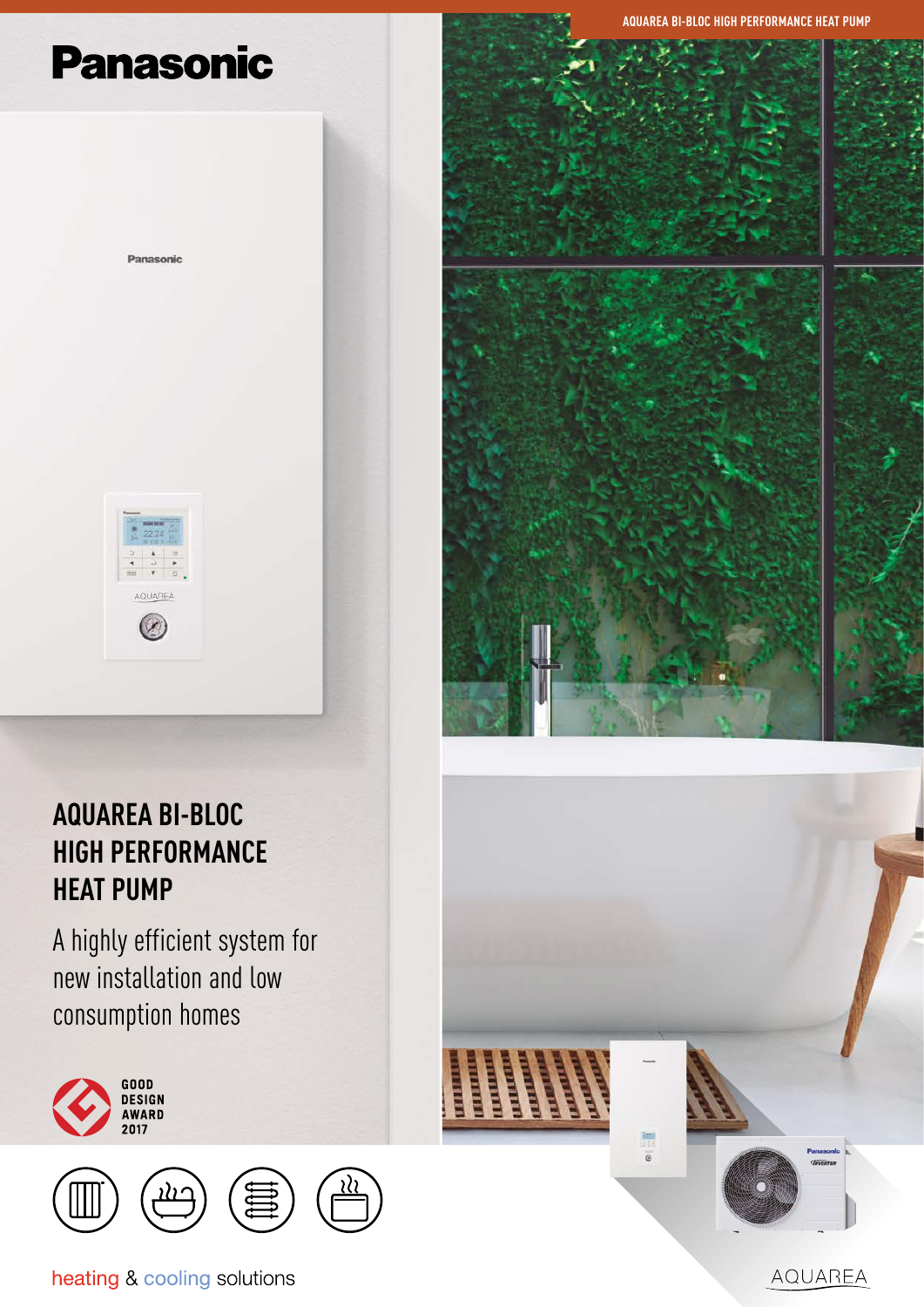Panasonic

# AQUAREA BI-BLOC HIGH PERFORMANCE HEAT PUMP

A highly efficient system for new installation and low consumption homes

GOOD DESIGN AWARD 2017

heating & cooling solutions

AQUAREA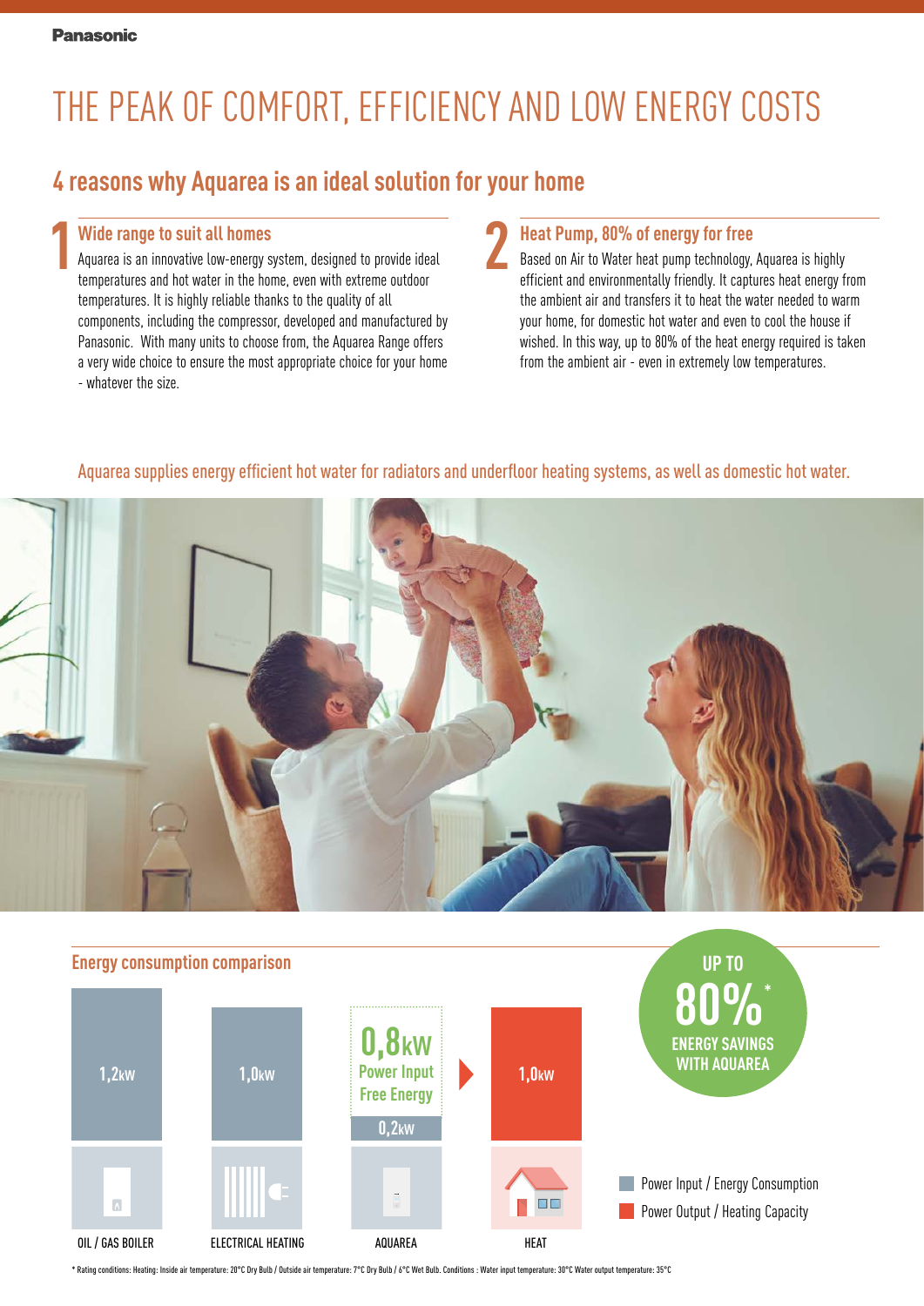# THE PEAK OF COMFORT, EFFICIENCY AND LOW ENERGY COSTS

## 4 reasons why Aquarea is an ideal solution for your home

### 1 Wide range to suit all homes

Aquarea is an innovative low-energy system, designed to provide ideal temperatures and hot water in the home, even with extreme outdoor temperatures. It is highly reliable thanks to the quality of all components, including the compressor, developed and manufactured by Panasonic. With many units to choose from, the Aquarea Range offers a very wide choice to ensure the most appropriate choice for your home - whatever the size.

### 2 Heat Pump, 80% of energy for free

Based on Air to Water heat pump technology, Aquarea is highly efficient and environmentally friendly. It captures heat energy from the ambient air and transfers it to heat the water needed to warm your home, for domestic hot water and even to cool the house if wished. In this way, up to 80% of the heat energy required is taken from the ambient air - even in extremely low temperatures.

Aquarea supplies energy efficient hot water for radiators and underfloor heating systems, as well as domestic hot water.

### Energy consumption comparison

| OIL / GAS BOILER | ELECTRICAL HEATING | AQUAREA | HEAT |
|---|---|---|---|
| 1,2kW | 1,0kW | 0,8kW Power Input Free Energy + 0,2kW | 1,0kW |

- Power Input / Energy Consumption
- Power Output / Heating Capacity

**UP TO 80%* ENERGY SAVINGS WITH AQUAREA**

* Rating conditions: Heating: Inside air temperature: 20°C Dry Bulb / Outside air temperature: 7°C Dry Bulb / 6°C Wet Bulb. Conditions : Water input temperature: 30°C Water output temperature: 35°C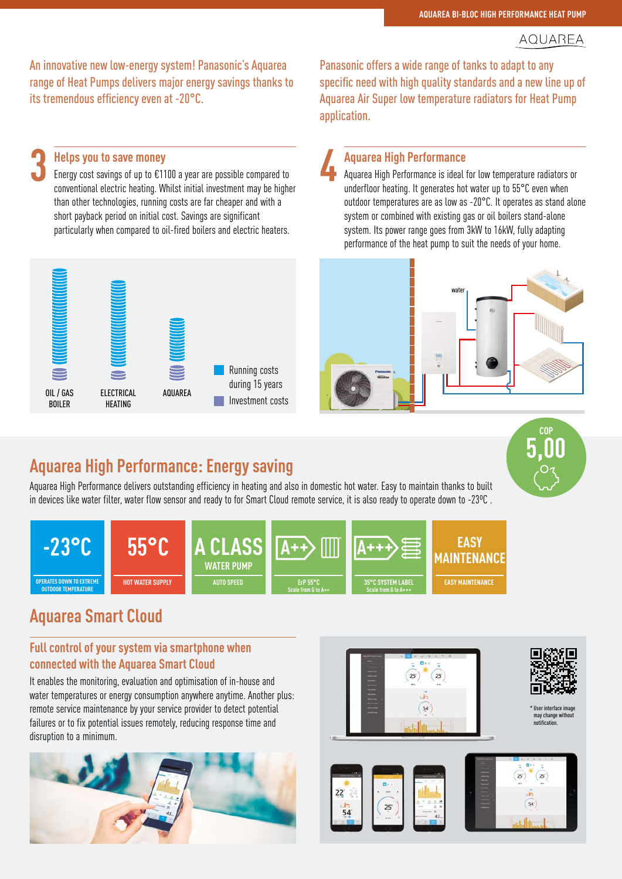AQUAREA

An innovative new low-energy system! Panasonic's Aquarea range of Heat Pumps delivers major energy savings thanks to its tremendous efficiency even at -20°C.

Panasonic offers a wide range of tanks to adapt to any specific need with high quality standards and a new line up of Aquarea Air Super low temperature radiators for Heat Pump application.

## 3 Helps you to save money

Energy cost savings of up to €1100 a year are possible compared to conventional electric heating. Whilst initial investment may be higher than other technologies, running costs are far cheaper and with a short payback period on initial cost. Savings are significant particularly when compared to oil-fired boilers and electric heaters.

OIL / GAS BOILER

ELECTRICAL HEATING

AQUAREA

Running costs during 15 years

Investment costs

## 4 Aquarea High Performance

Aquarea High Performance is ideal for low temperature radiators or underfloor heating. It generates hot water up to 55°C even when outdoor temperatures are as low as -20°C. It operates as stand alone system or combined with existing gas or oil boilers stand-alone system. Its power range goes from 3kW to 16kW, fully adapting performance of the heat pump to suit the needs of your home.

water

COP 5,00

## Aquarea High Performance: Energy saving

Aquarea High Performance delivers outstanding efficiency in heating and also in domestic hot water. Easy to maintain thanks to built in devices like water filter, water flow sensor and ready to for Smart Cloud remote service, it is also ready to operate down to -23°C .

- **-23°C** — OPERATES DOWN TO EXTREME OUTDOOR TEMPERATURE
- **55°C** — HOT WATER SUPPLY
- **A CLASS WATER PUMP** — AUTO SPEED
- **A++** — ErP 55°C Scale from G to A++
- **A+++** — 35°C SYSTEM LABEL Scale from G to A+++
- **EASY MAINTENANCE** — EASY MAINTENANCE

## Aquarea Smart Cloud

### Full control of your system via smartphone when connected with the Aquarea Smart Cloud

It enables the monitoring, evaluation and optimisation of in-house and water temperatures or energy consumption anywhere anytime. Another plus: remote service maintenance by your service provider to detect potential failures or to fix potential issues remotely, reducing response time and disruption to a minimum.

* User interface image may change without notification.